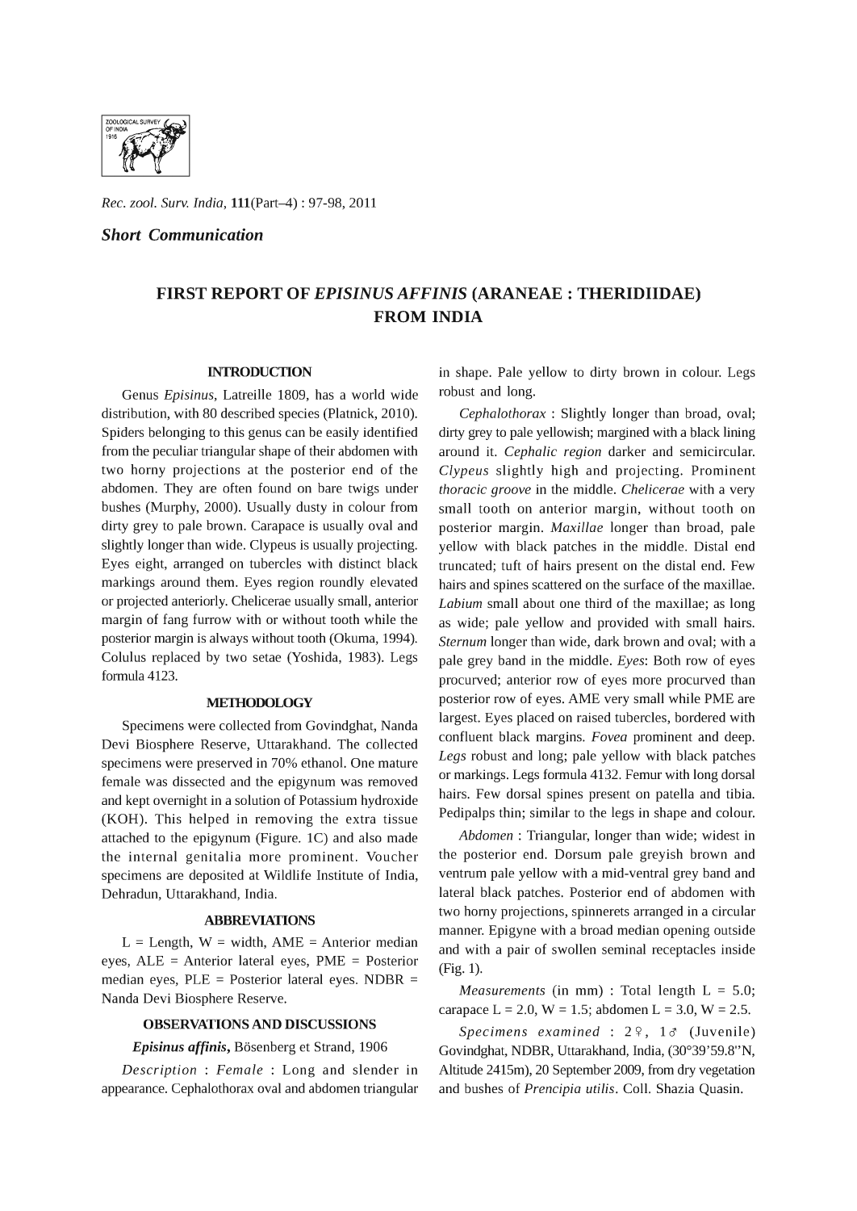*Short Communication*

# FIRST REPORT OF *EPISINUS AFFINIS* (ARANEAE : THERIDIIDAE) FROM INDIA

## INTRODUCTION

Genus *Episinus*, Latreille 1809, has a world wide distribution, with 80 described species (Platnick, 2010). Spiders belonging to this genus can be easily identified from the peculiar triangular shape of their abdomen with two horny projections at the posterior end of the abdomen. They are often found on bare twigs under bushes (Murphy, 2000). Usually dusty in colour from dirty grey to pale brown. Carapace is usually oval and slightly longer than wide. Clypeus is usually projecting. Eyes eight, arranged on tubercles with distinct black markings around them. Eyes region roundly elevated or projected anteriorly. Chelicerae usually small, anterior margin of fang furrow with or without tooth while the posterior margin is always without tooth (Okuma, 1994). Colulus replaced by two setae (Yoshida, 1983). Legs formula 4123.

## METHODOLOGY

Specimens were collected from Govindghat, Nanda Devi Biosphere Reserve, Uttarakhand. The collected specimens were preserved in 70% ethanol. One mature female was dissected and the epigynum was removed and kept overnight in a solution of Potassium hydroxide (KOH). This helped in removing the extra tissue attached to the epigynum (Figure. 1C) and also made the internal genitalia more prominent. Voucher specimens are deposited at Wildlife Institute of India, Dehradun, Uttarakhand, India.

## ABBREVIATIONS

L = Length, W = width, AME = Anterior median eyes, ALE = Anterior lateral eyes, PME = Posterior median eyes, PLE = Posterior lateral eyes. NDBR = Nanda Devi Biosphere Reserve.

## OBSERVATIONS AND DISCUSSIONS

***Episinus affinis***, Bösenberg et Strand, 1906

*Description* : *Female* : Long and slender in appearance. Cephalothorax oval and abdomen triangular in shape. Pale yellow to dirty brown in colour. Legs robust and long.

*Cephalothorax* : Slightly longer than broad, oval; dirty grey to pale yellowish; margined with a black lining around it. *Cephalic region* darker and semicircular. *Clypeus* slightly high and projecting. Prominent *thoracic groove* in the middle. *Chelicerae* with a very small tooth on anterior margin, without tooth on posterior margin. *Maxillae* longer than broad, pale yellow with black patches in the middle. Distal end truncated; tuft of hairs present on the distal end. Few hairs and spines scattered on the surface of the maxillae. *Labium* small about one third of the maxillae; as long as wide; pale yellow and provided with small hairs. *Sternum* longer than wide, dark brown and oval; with a pale grey band in the middle. *Eyes*: Both row of eyes procurved; anterior row of eyes more procurved than posterior row of eyes. AME very small while PME are largest. Eyes placed on raised tubercles, bordered with confluent black margins. *Fovea* prominent and deep. *Legs* robust and long; pale yellow with black patches or markings. Legs formula 4132. Femur with long dorsal hairs. Few dorsal spines present on patella and tibia. Pedipalps thin; similar to the legs in shape and colour.

*Abdomen* : Triangular, longer than wide; widest in the posterior end. Dorsum pale greyish brown and ventrum pale yellow with a mid-ventral grey band and lateral black patches. Posterior end of abdomen with two horny projections, spinnerets arranged in a circular manner. Epigyne with a broad median opening outside and with a pair of swollen seminal receptacles inside (Fig. 1).

*Measurements* (in mm) : Total length L = 5.0; carapace L = 2.0, W = 1.5; abdomen L = 3.0, W = 2.5.

*Specimens examined* : 2♀, 1♂ (Juvenile) Govindghat, NDBR, Uttarakhand, India, (30°39'59.8"N, Altitude 2415m), 20 September 2009, from dry vegetation and bushes of *Prencipia utilis*. Coll. Shazia Quasin.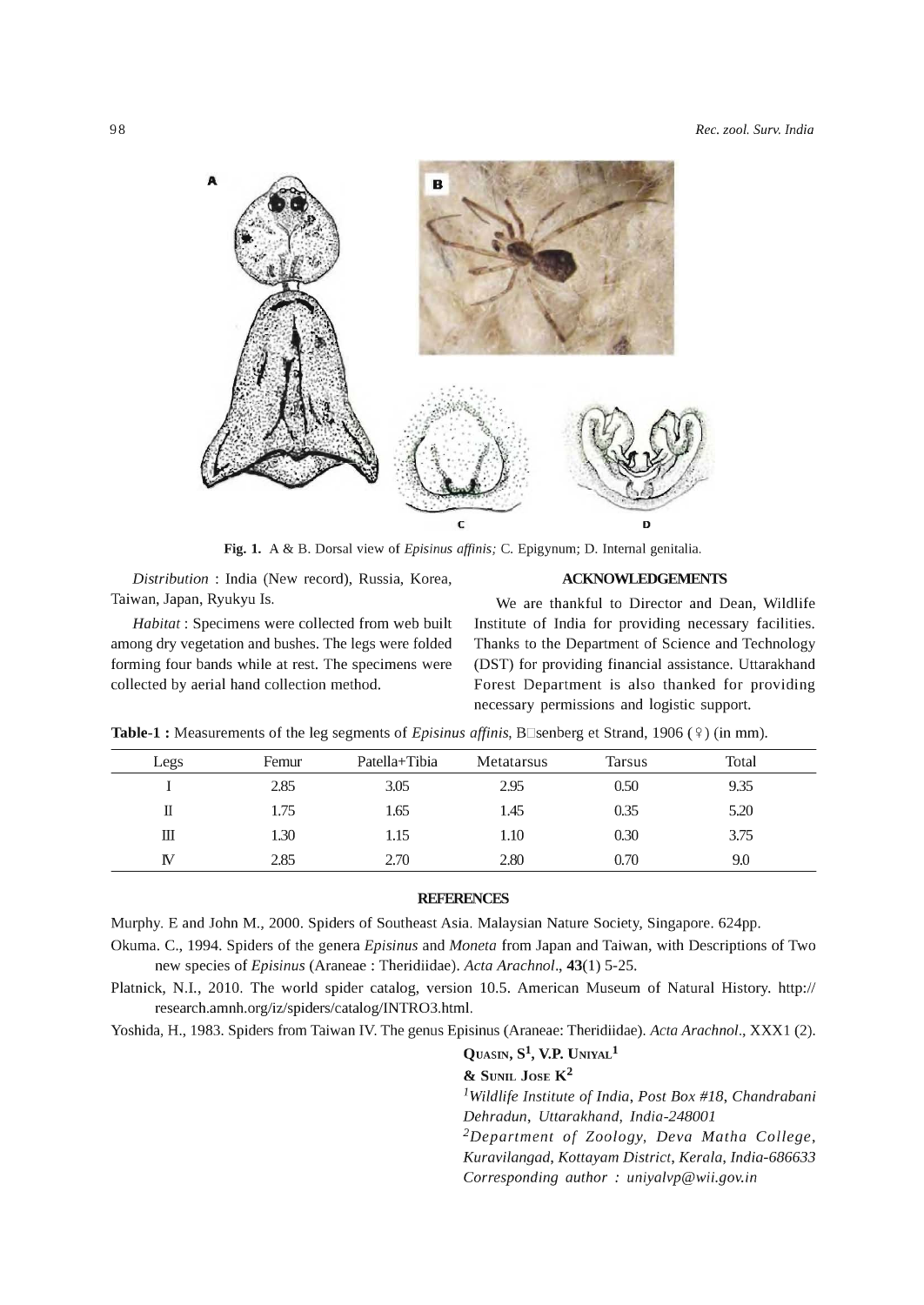Fig. 1. A & B. Dorsal view of *Episinus affinis;* C. Epigynum; D. Internal genitalia.

*Distribution* : India (New record), Russia, Korea, Taiwan, Japan, Ryukyu Is.

*Habitat* : Specimens were collected from web built among dry vegetation and bushes. The legs were folded forming four bands while at rest. The specimens were collected by aerial hand collection method.

## ACKNOWLEDGEMENTS

We are thankful to Director and Dean, Wildlife Institute of India for providing necessary facilities. Thanks to the Department of Science and Technology (DST) for providing financial assistance. Uttarakhand Forest Department is also thanked for providing necessary permissions and logistic support.

**Table-1 :** Measurements of the leg segments of *Episinus affinis*, B□senberg et Strand, 1906 (♀) (in mm).

| Legs | Femur | Patella+Tibia | Metatarsus | Tarsus | Total |
|---|---|---|---|---|---|
| I | 2.85 | 3.05 | 2.95 | 0.50 | 9.35 |
| II | 1.75 | 1.65 | 1.45 | 0.35 | 5.20 |
| III | 1.30 | 1.15 | 1.10 | 0.30 | 3.75 |
| IV | 2.85 | 2.70 | 2.80 | 0.70 | 9.0 |

## REFERENCES

Murphy. E and John M., 2000. Spiders of Southeast Asia. Malaysian Nature Society, Singapore. 624pp.

Okuma. C., 1994. Spiders of the genera *Episinus* and *Moneta* from Japan and Taiwan, with Descriptions of Two new species of *Episinus* (Araneae : Theridiidae). *Acta Arachnol*., **43**(1) 5-25.

Platnick, N.I., 2010. The world spider catalog, version 10.5. American Museum of Natural History. http://research.amnh.org/iz/spiders/catalog/INTRO3.html.

Yoshida, H., 1983. Spiders from Taiwan IV. The genus Episinus (Araneae: Theridiidae). *Acta Arachnol*., XXX1 (2).

**Quasin, S[1], V.P. Uniyal[1] & Sunil Jose K[2]**

[1]*Wildlife Institute of India, Post Box #18, Chandrabani Dehradun, Uttarakhand, India-248001*

[2]*Department of Zoology, Deva Matha College, Kuravilangad, Kottayam District, Kerala, India-686633*

*Corresponding author : uniyalvp@wii.gov.in*